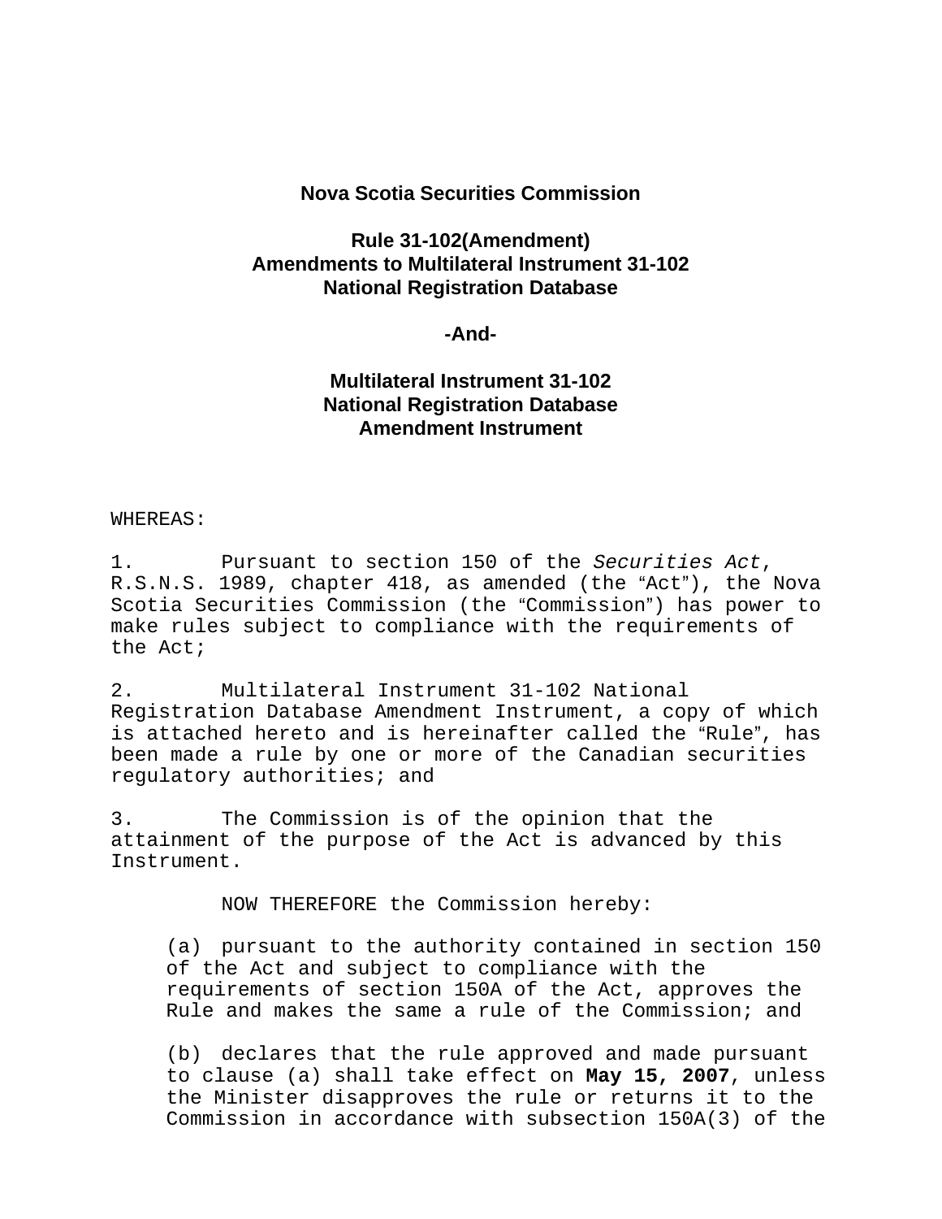**Nova Scotia Securities Commission**

**Rule 31-102(Amendment)**
**Amendments to Multilateral Instrument 31-102**
**National Registration Database**

**-And-**

**Multilateral Instrument 31-102**
**National Registration Database**
**Amendment Instrument**

WHEREAS:

1. Pursuant to section 150 of the *Securities Act*, R.S.N.S. 1989, chapter 418, as amended (the "Act"), the Nova Scotia Securities Commission (the "Commission") has power to make rules subject to compliance with the requirements of the Act;

2. Multilateral Instrument 31-102 National Registration Database Amendment Instrument, a copy of which is attached hereto and is hereinafter called the "Rule", has been made a rule by one or more of the Canadian securities regulatory authorities; and

3. The Commission is of the opinion that the attainment of the purpose of the Act is advanced by this Instrument.

NOW THEREFORE the Commission hereby:

(a) pursuant to the authority contained in section 150 of the Act and subject to compliance with the requirements of section 150A of the Act, approves the Rule and makes the same a rule of the Commission; and

(b) declares that the rule approved and made pursuant to clause (a) shall take effect on **May 15, 2007**, unless the Minister disapproves the rule or returns it to the Commission in accordance with subsection 150A(3) of the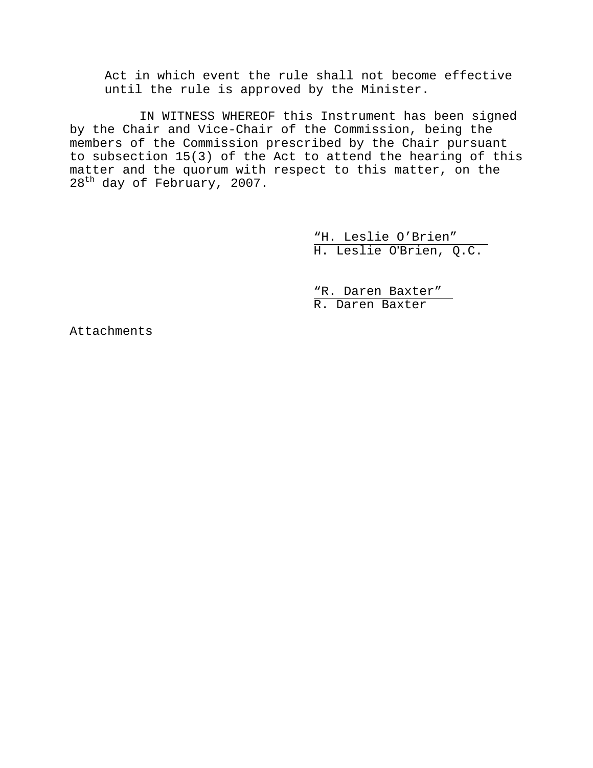Act in which event the rule shall not become effective until the rule is approved by the Minister.

IN WITNESS WHEREOF this Instrument has been signed by the Chair and Vice-Chair of the Commission, being the members of the Commission prescribed by the Chair pursuant to subsection 15(3) of the Act to attend the hearing of this matter and the quorum with respect to this matter, on the 28th day of February, 2007.

"H. Leslie O'Brien"
H. Leslie O'Brien, Q.C.

"R. Daren Baxter"
R. Daren Baxter

Attachments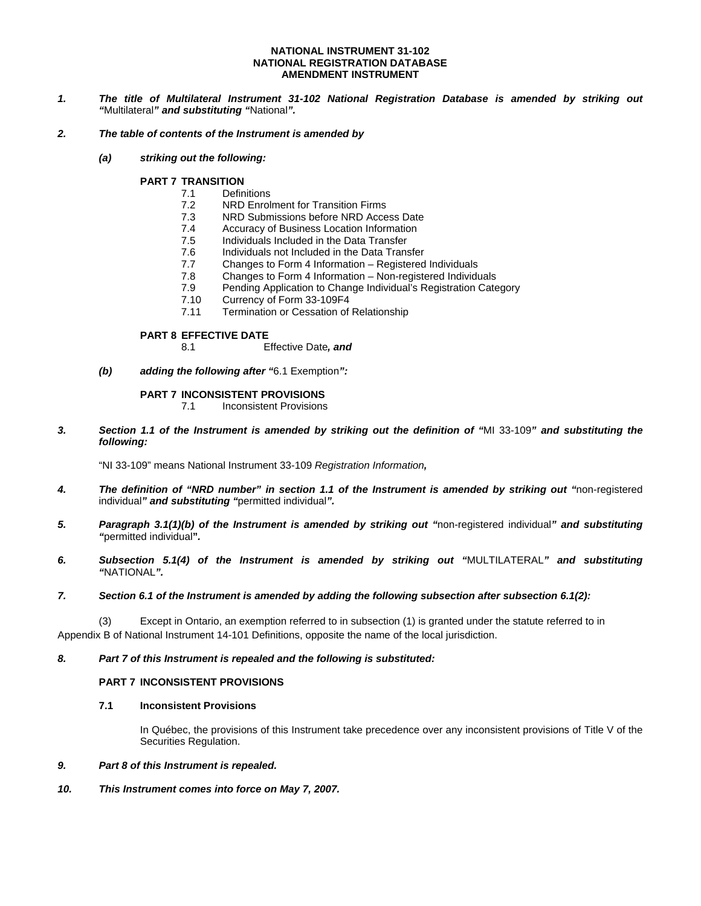**NATIONAL INSTRUMENT 31-102**
**NATIONAL REGISTRATION DATABASE**
**AMENDMENT INSTRUMENT**

***1. The title of Multilateral Instrument 31-102 National Registration Database is amended by striking out "***Multilateral***" and substituting "***National***".***

***2. The table of contents of the Instrument is amended by***

***(a) striking out the following:***

**PART 7 TRANSITION**
7.1 Definitions
7.2 NRD Enrolment for Transition Firms
7.3 NRD Submissions before NRD Access Date
7.4 Accuracy of Business Location Information
7.5 Individuals Included in the Data Transfer
7.6 Individuals not Included in the Data Transfer
7.7 Changes to Form 4 Information – Registered Individuals
7.8 Changes to Form 4 Information – Non-registered Individuals
7.9 Pending Application to Change Individual's Registration Category
7.10 Currency of Form 33-109F4
7.11 Termination or Cessation of Relationship

**PART 8 EFFECTIVE DATE**
8.1 Effective Date***, and***

***(b) adding the following after "***6.1 Exemption***":***

**PART 7 INCONSISTENT PROVISIONS**
7.1 Inconsistent Provisions

***3. Section 1.1 of the Instrument is amended by striking out the definition of "***MI 33-109***" and substituting the following:***

"NI 33-109" means National Instrument 33-109 *Registration Information****,***

***4. The definition of "NRD number" in section 1.1 of the Instrument is amended by striking out "***non-registered individual***" and substituting "***permitted individual***".***

***5. Paragraph 3.1(1)(b) of the Instrument is amended by striking out "***non-registered individual***" and substituting "***permitted individual**".**

***6. Subsection 5.1(4) of the Instrument is amended by striking out "***MULTILATERAL***" and substituting "***NATIONAL***".***

***7. Section 6.1 of the Instrument is amended by adding the following subsection after subsection 6.1(2):***

(3) Except in Ontario, an exemption referred to in subsection (1) is granted under the statute referred to in Appendix B of National Instrument 14-101 Definitions, opposite the name of the local jurisdiction.

***8. Part 7 of this Instrument is repealed and the following is substituted:***

**PART 7 INCONSISTENT PROVISIONS**

**7.1 Inconsistent Provisions**

In Québec, the provisions of this Instrument take precedence over any inconsistent provisions of Title V of the Securities Regulation.

***9. Part 8 of this Instrument is repealed.***

***10. This Instrument comes into force on May 7, 2007.***